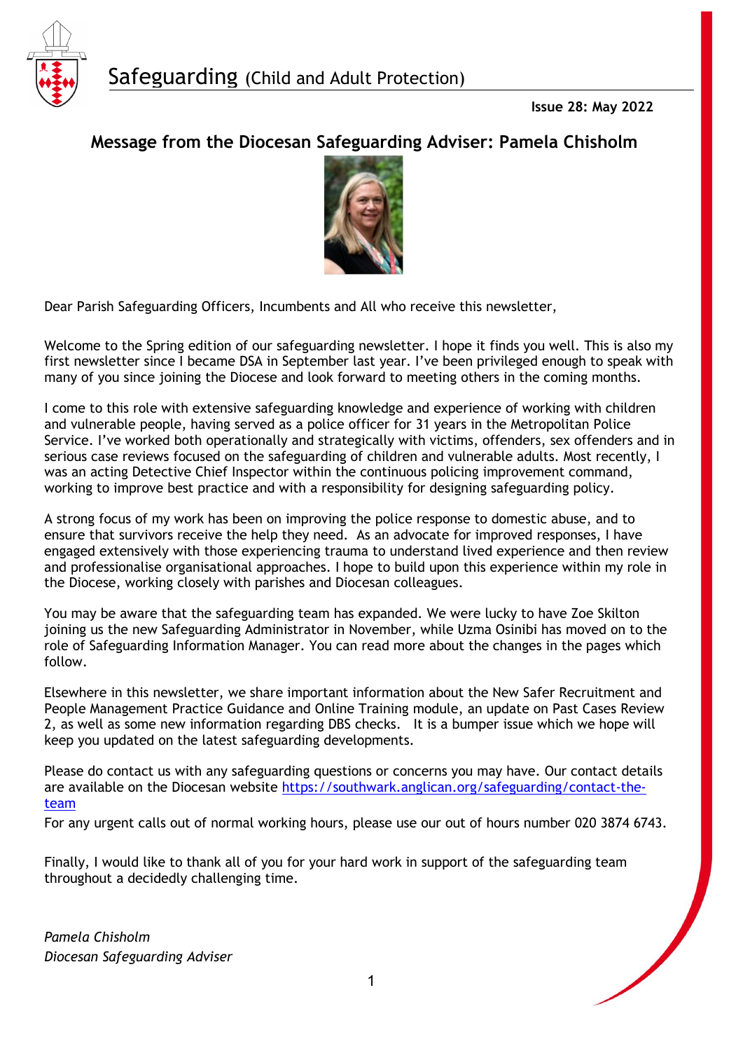# Safeguarding (Child and Adult Protection)

**Issue 28: May 2022**

## Message from the Diocesan Safeguarding Adviser: Pamela Chisholm

Dear Parish Safeguarding Officers, Incumbents and All who receive this newsletter,

Welcome to the Spring edition of our safeguarding newsletter. I hope it finds you well. This is also my first newsletter since I became DSA in September last year. I've been privileged enough to speak with many of you since joining the Diocese and look forward to meeting others in the coming months.

I come to this role with extensive safeguarding knowledge and experience of working with children and vulnerable people, having served as a police officer for 31 years in the Metropolitan Police Service. I've worked both operationally and strategically with victims, offenders, sex offenders and in serious case reviews focused on the safeguarding of children and vulnerable adults. Most recently, I was an acting Detective Chief Inspector within the continuous policing improvement command, working to improve best practice and with a responsibility for designing safeguarding policy.

A strong focus of my work has been on improving the police response to domestic abuse, and to ensure that survivors receive the help they need. As an advocate for improved responses, I have engaged extensively with those experiencing trauma to understand lived experience and then review and professionalise organisational approaches. I hope to build upon this experience within my role in the Diocese, working closely with parishes and Diocesan colleagues.

You may be aware that the safeguarding team has expanded. We were lucky to have Zoe Skilton joining us the new Safeguarding Administrator in November, while Uzma Osinibi has moved on to the role of Safeguarding Information Manager. You can read more about the changes in the pages which follow.

Elsewhere in this newsletter, we share important information about the New Safer Recruitment and People Management Practice Guidance and Online Training module, an update on Past Cases Review 2, as well as some new information regarding DBS checks. It is a bumper issue which we hope will keep you updated on the latest safeguarding developments.

Please do contact us with any safeguarding questions or concerns you may have. Our contact details are available on the Diocesan website [https://southwark.anglican.org/safeguarding/contact-the-team](https://southwark.anglican.org/safeguarding/contact-the-team)
For any urgent calls out of normal working hours, please use our out of hours number 020 3874 6743.

Finally, I would like to thank all of you for your hard work in support of the safeguarding team throughout a decidedly challenging time.

*Pamela Chisholm*
*Diocesan Safeguarding Adviser*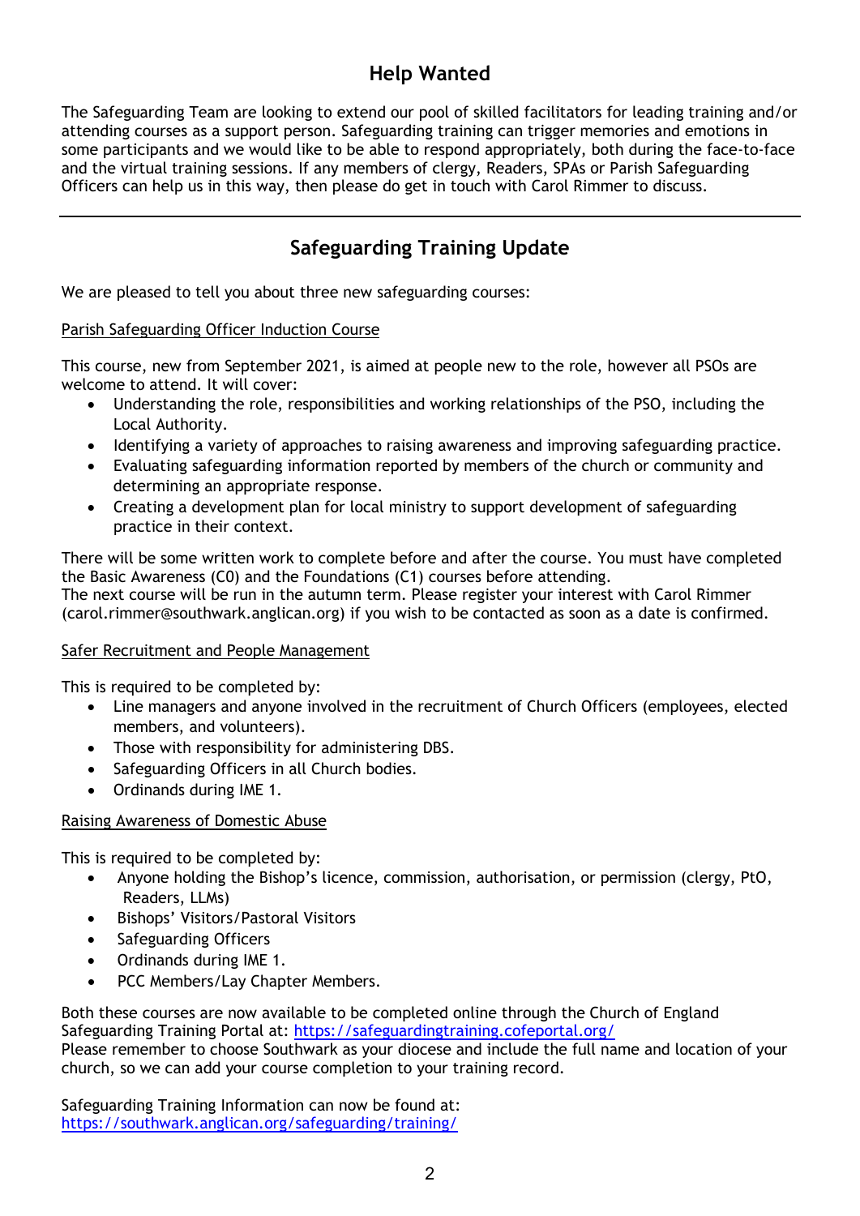## Help Wanted

The Safeguarding Team are looking to extend our pool of skilled facilitators for leading training and/or attending courses as a support person. Safeguarding training can trigger memories and emotions in some participants and we would like to be able to respond appropriately, both during the face-to-face and the virtual training sessions. If any members of clergy, Readers, SPAs or Parish Safeguarding Officers can help us in this way, then please do get in touch with Carol Rimmer to discuss.

---

## Safeguarding Training Update

We are pleased to tell you about three new safeguarding courses:

Parish Safeguarding Officer Induction Course

This course, new from September 2021, is aimed at people new to the role, however all PSOs are welcome to attend. It will cover:

- Understanding the role, responsibilities and working relationships of the PSO, including the Local Authority.
- Identifying a variety of approaches to raising awareness and improving safeguarding practice.
- Evaluating safeguarding information reported by members of the church or community and determining an appropriate response.
- Creating a development plan for local ministry to support development of safeguarding practice in their context.

There will be some written work to complete before and after the course. You must have completed the Basic Awareness (C0) and the Foundations (C1) courses before attending.
The next course will be run in the autumn term. Please register your interest with Carol Rimmer (carol.rimmer@southwark.anglican.org) if you wish to be contacted as soon as a date is confirmed.

Safer Recruitment and People Management

This is required to be completed by:

- Line managers and anyone involved in the recruitment of Church Officers (employees, elected members, and volunteers).
- Those with responsibility for administering DBS.
- Safeguarding Officers in all Church bodies.
- Ordinands during IME 1.

Raising Awareness of Domestic Abuse

This is required to be completed by:

- Anyone holding the Bishop's licence, commission, authorisation, or permission (clergy, PtO, Readers, LLMs)
- Bishops' Visitors/Pastoral Visitors
- Safeguarding Officers
- Ordinands during IME 1.
- PCC Members/Lay Chapter Members.

Both these courses are now available to be completed online through the Church of England Safeguarding Training Portal at: https://safeguardingtraining.cofeportal.org/
Please remember to choose Southwark as your diocese and include the full name and location of your church, so we can add your course completion to your training record.

Safeguarding Training Information can now be found at:
https://southwark.anglican.org/safeguarding/training/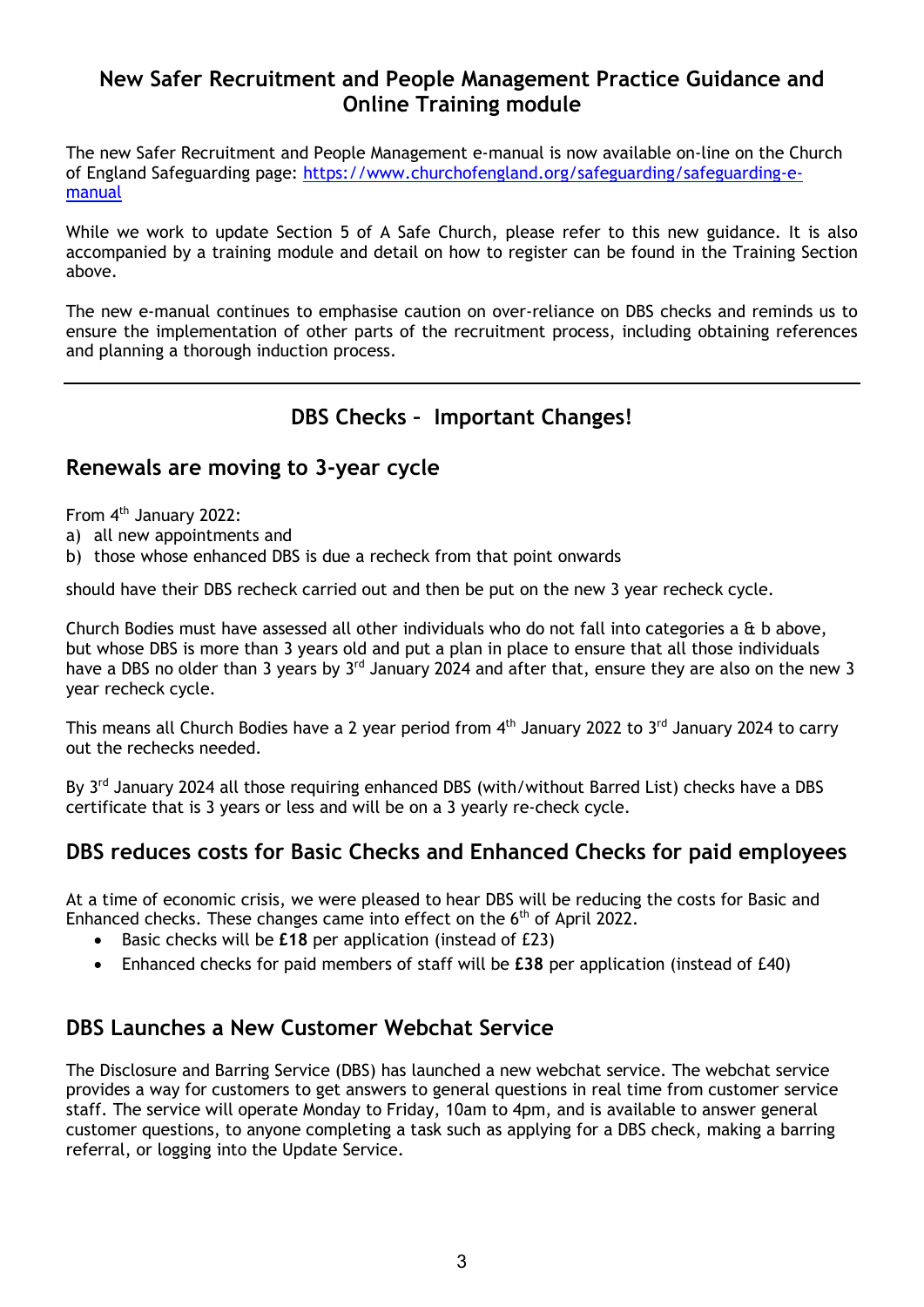## New Safer Recruitment and People Management Practice Guidance and Online Training module

The new Safer Recruitment and People Management e-manual is now available on-line on the Church of England Safeguarding page: [https://www.churchofengland.org/safeguarding/safeguarding-e-manual](https://www.churchofengland.org/safeguarding/safeguarding-e-manual)

While we work to update Section 5 of A Safe Church, please refer to this new guidance. It is also accompanied by a training module and detail on how to register can be found in the Training Section above.

The new e-manual continues to emphasise caution on over-reliance on DBS checks and reminds us to ensure the implementation of other parts of the recruitment process, including obtaining references and planning a thorough induction process.

---

## DBS Checks – Important Changes!

### Renewals are moving to 3-year cycle

From 4th January 2022:

a) all new appointments and
b) those whose enhanced DBS is due a recheck from that point onwards

should have their DBS recheck carried out and then be put on the new 3 year recheck cycle.

Church Bodies must have assessed all other individuals who do not fall into categories a & b above, but whose DBS is more than 3 years old and put a plan in place to ensure that all those individuals have a DBS no older than 3 years by 3rd January 2024 and after that, ensure they are also on the new 3 year recheck cycle.

This means all Church Bodies have a 2 year period from 4th January 2022 to 3rd January 2024 to carry out the rechecks needed.

By 3rd January 2024 all those requiring enhanced DBS (with/without Barred List) checks have a DBS certificate that is 3 years or less and will be on a 3 yearly re-check cycle.

### DBS reduces costs for Basic Checks and Enhanced Checks for paid employees

At a time of economic crisis, we were pleased to hear DBS will be reducing the costs for Basic and Enhanced checks. These changes came into effect on the 6th of April 2022.

- Basic checks will be **£18** per application (instead of £23)
- Enhanced checks for paid members of staff will be **£38** per application (instead of £40)

### DBS Launches a New Customer Webchat Service

The Disclosure and Barring Service (DBS) has launched a new webchat service. The webchat service provides a way for customers to get answers to general questions in real time from customer service staff. The service will operate Monday to Friday, 10am to 4pm, and is available to answer general customer questions, to anyone completing a task such as applying for a DBS check, making a barring referral, or logging into the Update Service.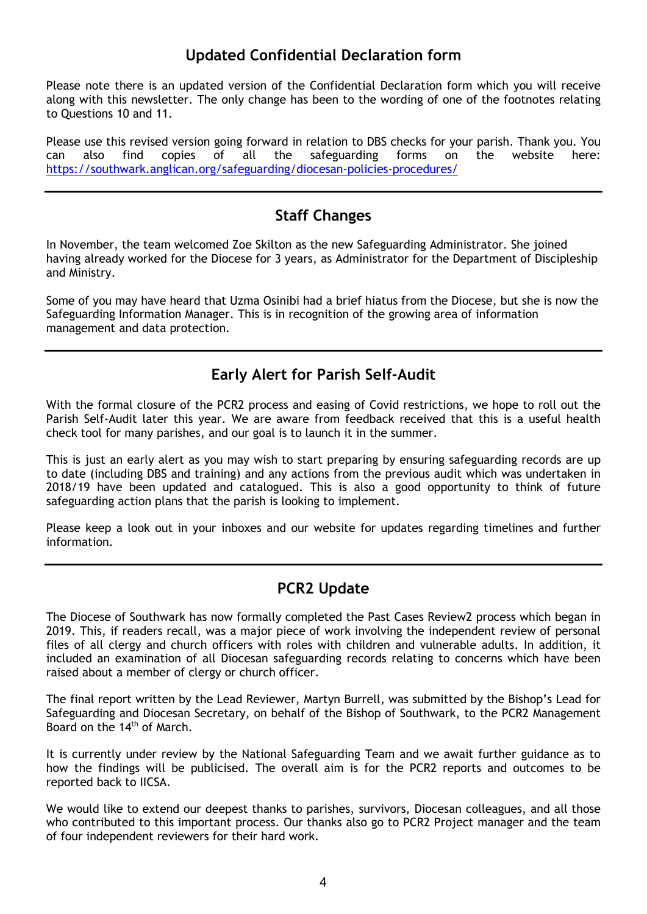## Updated Confidential Declaration form

Please note there is an updated version of the Confidential Declaration form which you will receive along with this newsletter. The only change has been to the wording of one of the footnotes relating to Questions 10 and 11.

Please use this revised version going forward in relation to DBS checks for your parish. Thank you. You can also find copies of all the safeguarding forms on the website here: https://southwark.anglican.org/safeguarding/diocesan-policies-procedures/

---

## Staff Changes

In November, the team welcomed Zoe Skilton as the new Safeguarding Administrator. She joined having already worked for the Diocese for 3 years, as Administrator for the Department of Discipleship and Ministry.

Some of you may have heard that Uzma Osinibi had a brief hiatus from the Diocese, but she is now the Safeguarding Information Manager. This is in recognition of the growing area of information management and data protection.

---

## Early Alert for Parish Self-Audit

With the formal closure of the PCR2 process and easing of Covid restrictions, we hope to roll out the Parish Self-Audit later this year. We are aware from feedback received that this is a useful health check tool for many parishes, and our goal is to launch it in the summer.

This is just an early alert as you may wish to start preparing by ensuring safeguarding records are up to date (including DBS and training) and any actions from the previous audit which was undertaken in 2018/19 have been updated and catalogued. This is also a good opportunity to think of future safeguarding action plans that the parish is looking to implement.

Please keep a look out in your inboxes and our website for updates regarding timelines and further information.

---

## PCR2 Update

The Diocese of Southwark has now formally completed the Past Cases Review2 process which began in 2019. This, if readers recall, was a major piece of work involving the independent review of personal files of all clergy and church officers with roles with children and vulnerable adults. In addition, it included an examination of all Diocesan safeguarding records relating to concerns which have been raised about a member of clergy or church officer.

The final report written by the Lead Reviewer, Martyn Burrell, was submitted by the Bishop's Lead for Safeguarding and Diocesan Secretary, on behalf of the Bishop of Southwark, to the PCR2 Management Board on the 14th of March.

It is currently under review by the National Safeguarding Team and we await further guidance as to how the findings will be publicised. The overall aim is for the PCR2 reports and outcomes to be reported back to IICSA.

We would like to extend our deepest thanks to parishes, survivors, Diocesan colleagues, and all those who contributed to this important process. Our thanks also go to PCR2 Project manager and the team of four independent reviewers for their hard work.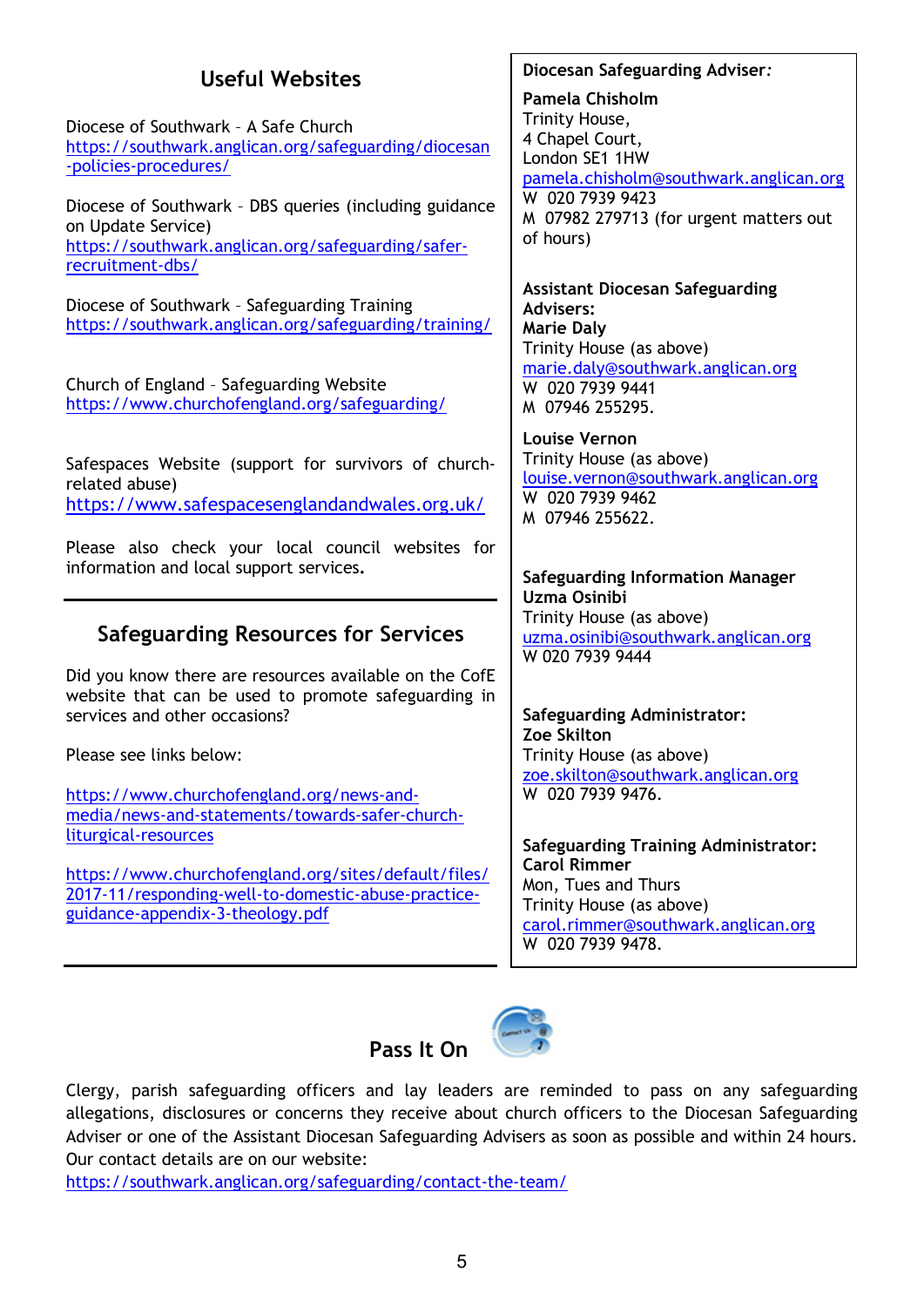## Useful Websites

Diocese of Southwark – A Safe Church
https://southwark.anglican.org/safeguarding/diocesan-policies-procedures/

Diocese of Southwark – DBS queries (including guidance on Update Service)
https://southwark.anglican.org/safeguarding/safer-recruitment-dbs/

Diocese of Southwark – Safeguarding Training
https://southwark.anglican.org/safeguarding/training/

Church of England – Safeguarding Website
https://www.churchofengland.org/safeguarding/

Safespaces Website (support for survivors of church-related abuse)
https://www.safespacesenglandandwales.org.uk/

Please also check your local council websites for information and local support services.

## Safeguarding Resources for Services

Did you know there are resources available on the CofE website that can be used to promote safeguarding in services and other occasions?

Please see links below:

https://www.churchofengland.org/news-and-media/news-and-statements/towards-safer-church-liturgical-resources

https://www.churchofengland.org/sites/default/files/2017-11/responding-well-to-domestic-abuse-practice-guidance-appendix-3-theology.pdf

**Diocesan Safeguarding Adviser:**

**Pamela Chisholm**
Trinity House,
4 Chapel Court,
London SE1 1HW
pamela.chisholm@southwark.anglican.org
W 020 7939 9423
M 07982 279713 (for urgent matters out of hours)

**Assistant Diocesan Safeguarding Advisers:**
**Marie Daly**
Trinity House (as above)
marie.daly@southwark.anglican.org
W 020 7939 9441
M 07946 255295.

**Louise Vernon**
Trinity House (as above)
louise.vernon@southwark.anglican.org
W 020 7939 9462
M 07946 255622.

**Safeguarding Information Manager**
**Uzma Osinibi**
Trinity House (as above)
uzma.osinibi@southwark.anglican.org
W 020 7939 9444

**Safeguarding Administrator:**
**Zoe Skilton**
Trinity House (as above)
zoe.skilton@southwark.anglican.org
W 020 7939 9476.

**Safeguarding Training Administrator:**
**Carol Rimmer**
Mon, Tues and Thurs
Trinity House (as above)
carol.rimmer@southwark.anglican.org
W 020 7939 9478.

## Pass It On

Clergy, parish safeguarding officers and lay leaders are reminded to pass on any safeguarding allegations, disclosures or concerns they receive about church officers to the Diocesan Safeguarding Adviser or one of the Assistant Diocesan Safeguarding Advisers as soon as possible and within 24 hours. Our contact details are on our website:
https://southwark.anglican.org/safeguarding/contact-the-team/